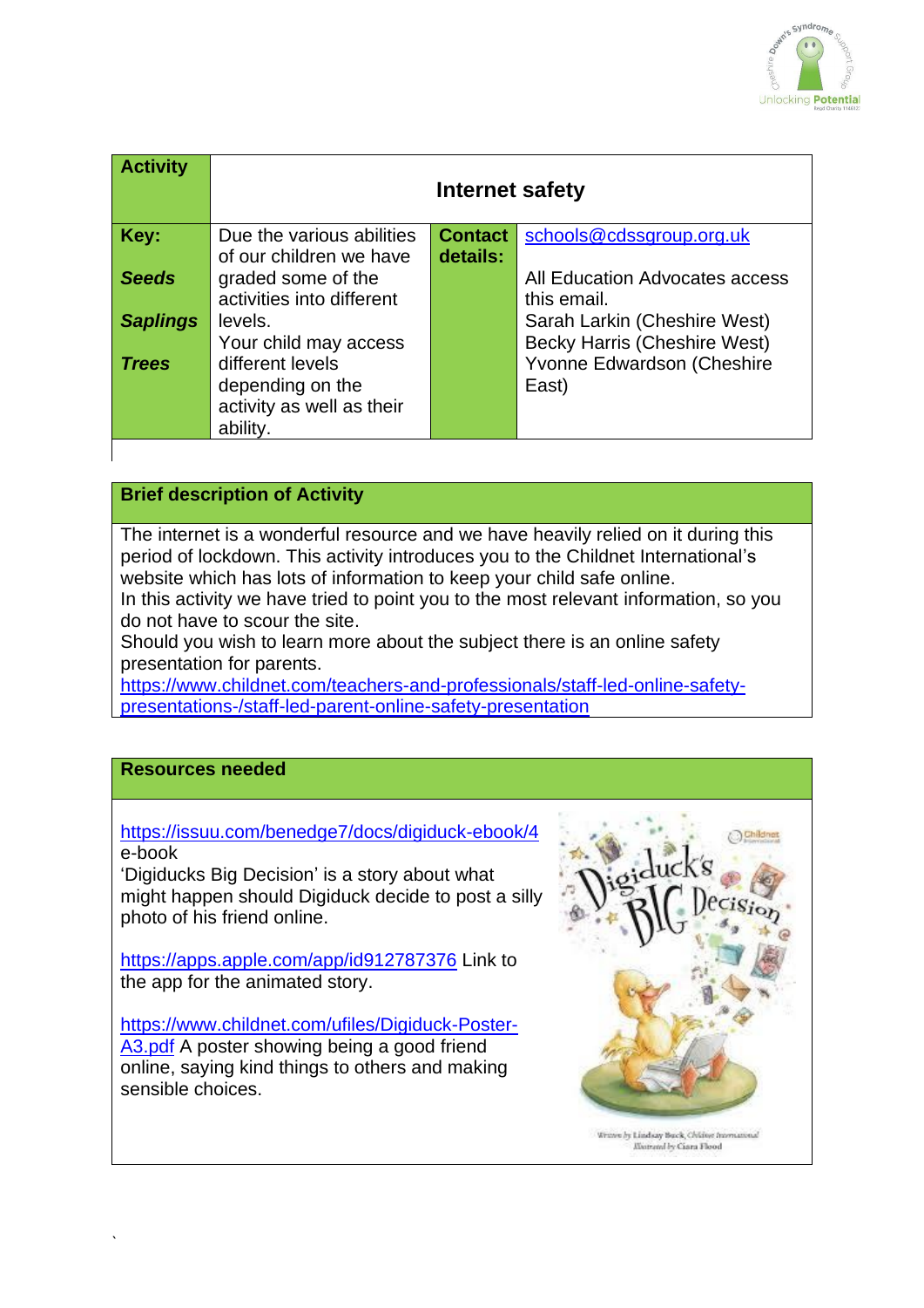| Activity | Internet safety | | |
|---|---|---|---|
| **Key:**<br><br>***Seeds***<br><br>***Saplings***<br><br>***Trees*** | Due the various abilities of our children we have graded some of the activities into different levels.<br>Your child may access different levels depending on the activity as well as their ability. | **Contact details:** | schools@cdssgroup.org.uk<br><br>All Education Advocates access this email.<br>Sarah Larkin (Cheshire West)<br>Becky Harris (Cheshire West)<br>Yvonne Edwardson (Cheshire East) |

## Brief description of Activity

The internet is a wonderful resource and we have heavily relied on it during this period of lockdown. This activity introduces you to the Childnet International's website which has lots of information to keep your child safe online.
In this activity we have tried to point you to the most relevant information, so you do not have to scour the site.
Should you wish to learn more about the subject there is an online safety presentation for parents.
https://www.childnet.com/teachers-and-professionals/staff-led-online-safety-presentations-/staff-led-parent-online-safety-presentation

## Resources needed

https://issuu.com/benedge7/docs/digiduck-ebook/4
e-book
'Digiducks Big Decision' is a story about what might happen should Digiduck decide to post a silly photo of his friend online.

https://apps.apple.com/app/id912787376 Link to the app for the animated story.

https://www.childnet.com/ufiles/Digiduck-Poster-A3.pdf A poster showing being a good friend online, saying kind things to others and making sensible choices.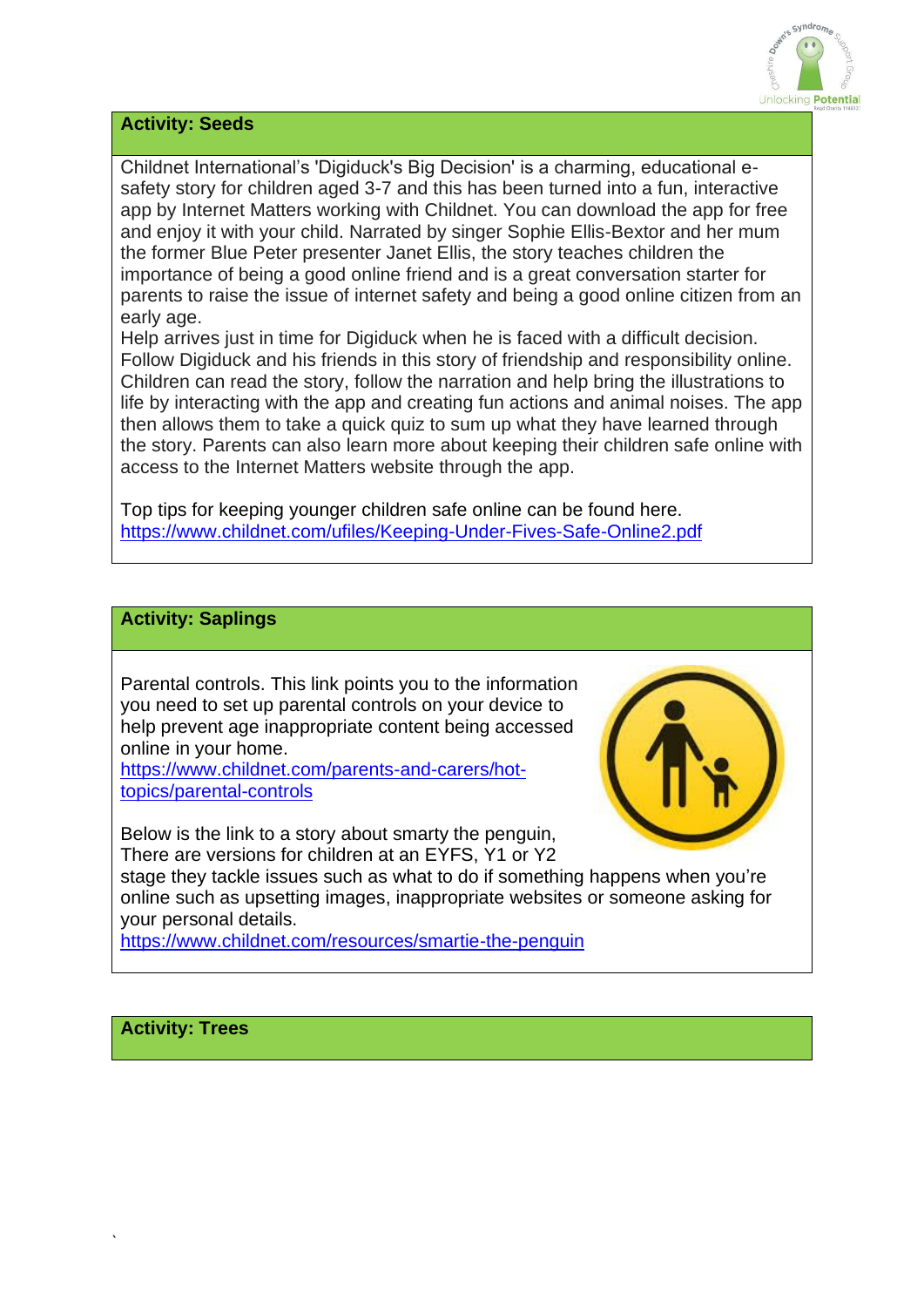**Activity: Seeds**

Childnet International's 'Digiduck's Big Decision' is a charming, educational e-safety story for children aged 3-7 and this has been turned into a fun, interactive app by Internet Matters working with Childnet. You can download the app for free and enjoy it with your child. Narrated by singer Sophie Ellis-Bextor and her mum the former Blue Peter presenter Janet Ellis, the story teaches children the importance of being a good online friend and is a great conversation starter for parents to raise the issue of internet safety and being a good online citizen from an early age.
Help arrives just in time for Digiduck when he is faced with a difficult decision. Follow Digiduck and his friends in this story of friendship and responsibility online. Children can read the story, follow the narration and help bring the illustrations to life by interacting with the app and creating fun actions and animal noises. The app then allows them to take a quick quiz to sum up what they have learned through the story. Parents can also learn more about keeping their children safe online with access to the Internet Matters website through the app.

Top tips for keeping younger children safe online can be found here.
https://www.childnet.com/ufiles/Keeping-Under-Fives-Safe-Online2.pdf

**Activity: Saplings**

Parental controls. This link points you to the information you need to set up parental controls on your device to help prevent age inappropriate content being accessed online in your home.
https://www.childnet.com/parents-and-carers/hot-topics/parental-controls

Below is the link to a story about smarty the penguin, There are versions for children at an EYFS, Y1 or Y2 stage they tackle issues such as what to do if something happens when you're online such as upsetting images, inappropriate websites or someone asking for your personal details.
https://www.childnet.com/resources/smartie-the-penguin

**Activity: Trees**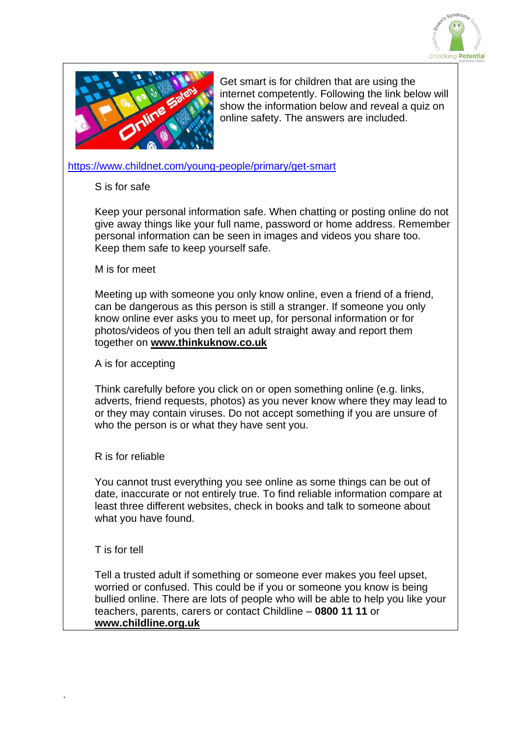Get smart is for children that are using the internet competently. Following the link below will show the information below and reveal a quiz on online safety. The answers are included.

https://www.childnet.com/young-people/primary/get-smart

S is for safe

Keep your personal information safe. When chatting or posting online do not give away things like your full name, password or home address. Remember personal information can be seen in images and videos you share too. Keep them safe to keep yourself safe.

M is for meet

Meeting up with someone you only know online, even a friend of a friend, can be dangerous as this person is still a stranger. If someone you only know online ever asks you to meet up, for personal information or for photos/videos of you then tell an adult straight away and report them together on **www.thinkuknow.co.uk**

A is for accepting

Think carefully before you click on or open something online (e.g. links, adverts, friend requests, photos) as you never know where they may lead to or they may contain viruses. Do not accept something if you are unsure of who the person is or what they have sent you.

R is for reliable

You cannot trust everything you see online as some things can be out of date, inaccurate or not entirely true. To find reliable information compare at least three different websites, check in books and talk to someone about what you have found.

T is for tell

Tell a trusted adult if something or someone ever makes you feel upset, worried or confused. This could be if you or someone you know is being bullied online. There are lots of people who will be able to help you like your teachers, parents, carers or contact Childline – **0800 11 11** or **www.childline.org.uk**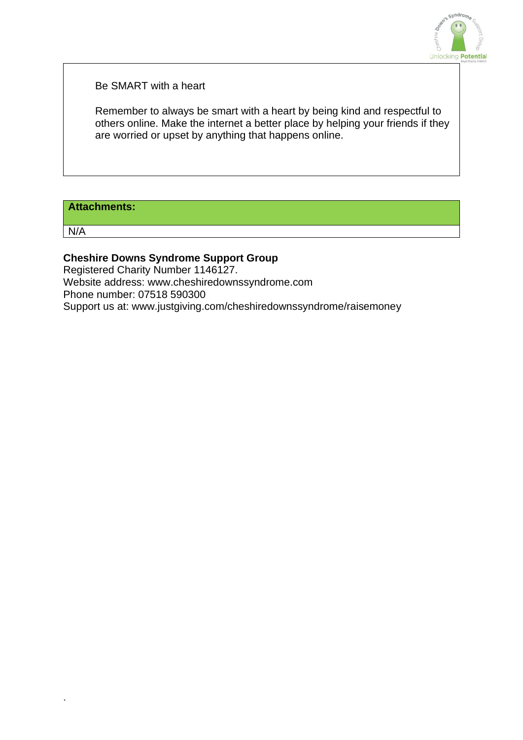Be SMART with a heart

Remember to always be smart with a heart by being kind and respectful to others online. Make the internet a better place by helping your friends if they are worried or upset by anything that happens online.

| **Attachments:** |
| --- |
| N/A |

**Cheshire Downs Syndrome Support Group**
Registered Charity Number 1146127.
Website address: www.cheshiredownssyndrome.com
Phone number: 07518 590300
Support us at: www.justgiving.com/cheshiredownssyndrome/raisemoney